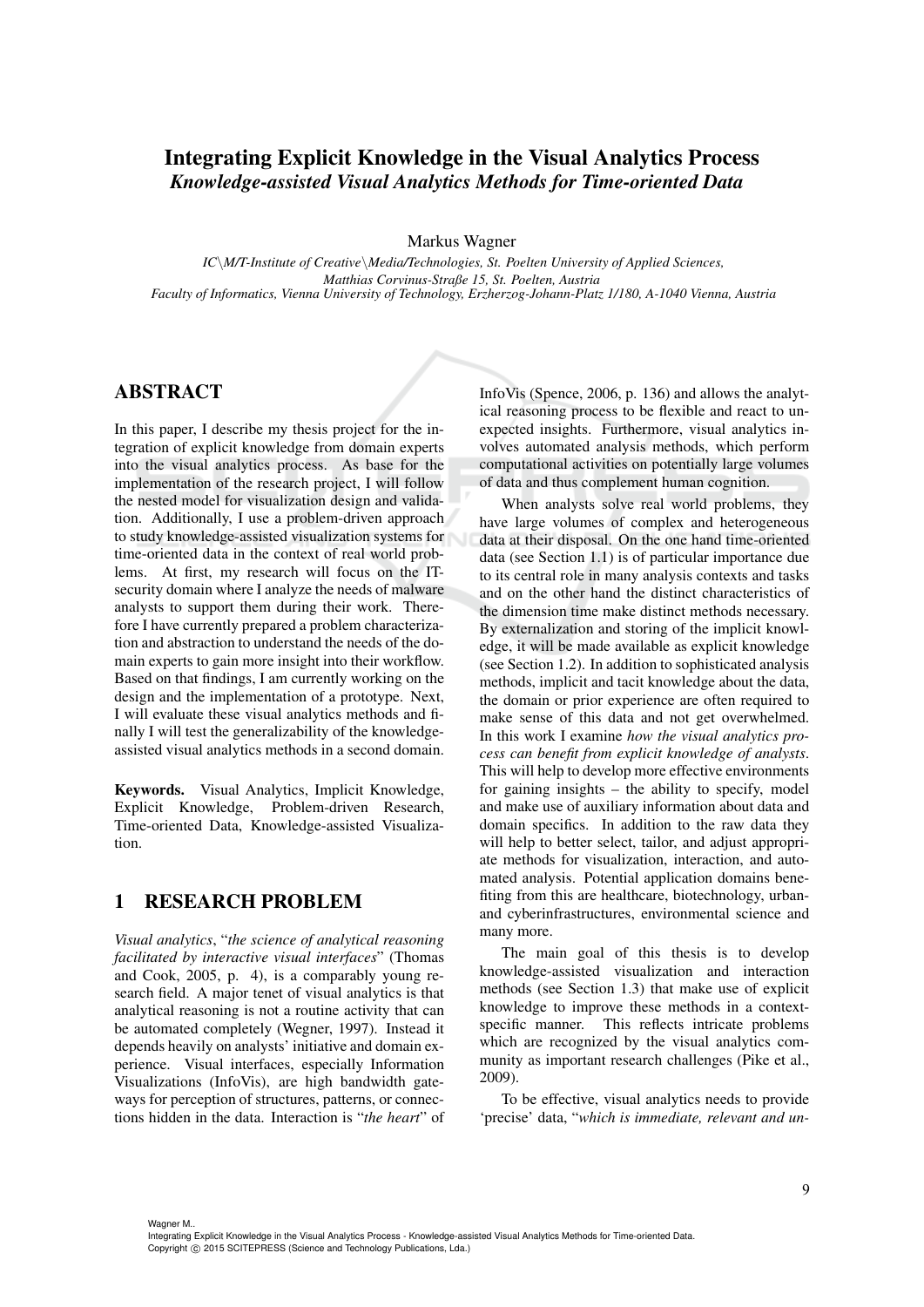# Integrating Explicit Knowledge in the Visual Analytics Process

***Knowledge-assisted Visual Analytics Methods for Time-oriented Data***

Markus Wagner

*IC\M/T-Institute of Creative\Media/Technologies, St. Poelten University of Applied Sciences, Matthias Corvinus-Straße 15, St. Poelten, Austria*
*Faculty of Informatics, Vienna University of Technology, Erzherzog-Johann-Platz 1/180, A-1040 Vienna, Austria*

## ABSTRACT

In this paper, I describe my thesis project for the integration of explicit knowledge from domain experts into the visual analytics process. As base for the implementation of the research project, I will follow the nested model for visualization design and validation. Additionally, I use a problem-driven approach to study knowledge-assisted visualization systems for time-oriented data in the context of real world problems. At first, my research will focus on the IT-security domain where I analyze the needs of malware analysts to support them during their work. Therefore I have currently prepared a problem characterization and abstraction to understand the needs of the domain experts to gain more insight into their workflow. Based on that findings, I am currently working on the design and the implementation of a prototype. Next, I will evaluate these visual analytics methods and finally I will test the generalizability of the knowledge-assisted visual analytics methods in a second domain.

**Keywords.** Visual Analytics, Implicit Knowledge, Explicit Knowledge, Problem-driven Research, Time-oriented Data, Knowledge-assisted Visualization.

## 1 RESEARCH PROBLEM

*Visual analytics*, "*the science of analytical reasoning facilitated by interactive visual interfaces*" (Thomas and Cook, 2005, p. 4), is a comparably young research field. A major tenet of visual analytics is that analytical reasoning is not a routine activity that can be automated completely (Wegner, 1997). Instead it depends heavily on analysts' initiative and domain experience. Visual interfaces, especially Information Visualizations (InfoVis), are high bandwidth gateways for perception of structures, patterns, or connections hidden in the data. Interaction is "*the heart*" of InfoVis (Spence, 2006, p. 136) and allows the analytical reasoning process to be flexible and react to unexpected insights. Furthermore, visual analytics involves automated analysis methods, which perform computational activities on potentially large volumes of data and thus complement human cognition.

When analysts solve real world problems, they have large volumes of complex and heterogeneous data at their disposal. On the one hand time-oriented data (see Section 1.1) is of particular importance due to its central role in many analysis contexts and tasks and on the other hand the distinct characteristics of the dimension time make distinct methods necessary. By externalization and storing of the implicit knowledge, it will be made available as explicit knowledge (see Section 1.2). In addition to sophisticated analysis methods, implicit and tacit knowledge about the data, the domain or prior experience are often required to make sense of this data and not get overwhelmed. In this work I examine *how the visual analytics process can benefit from explicit knowledge of analysts*. This will help to develop more effective environments for gaining insights – the ability to specify, model and make use of auxiliary information about data and domain specifics. In addition to the raw data they will help to better select, tailor, and adjust appropriate methods for visualization, interaction, and automated analysis. Potential application domains benefiting from this are healthcare, biotechnology, urban- and cyberinfrastructures, environmental science and many more.

The main goal of this thesis is to develop knowledge-assisted visualization and interaction methods (see Section 1.3) that make use of explicit knowledge to improve these methods in a context-specific manner. This reflects intricate problems which are recognized by the visual analytics community as important research challenges (Pike et al., 2009).

To be effective, visual analytics needs to provide 'precise' data, "*which is immediate, relevant and un-*

Wagner M..
Integrating Explicit Knowledge in the Visual Analytics Process - Knowledge-assisted Visual Analytics Methods for Time-oriented Data.
Copyright © 2015 SCITEPRESS (Science and Technology Publications, Lda.)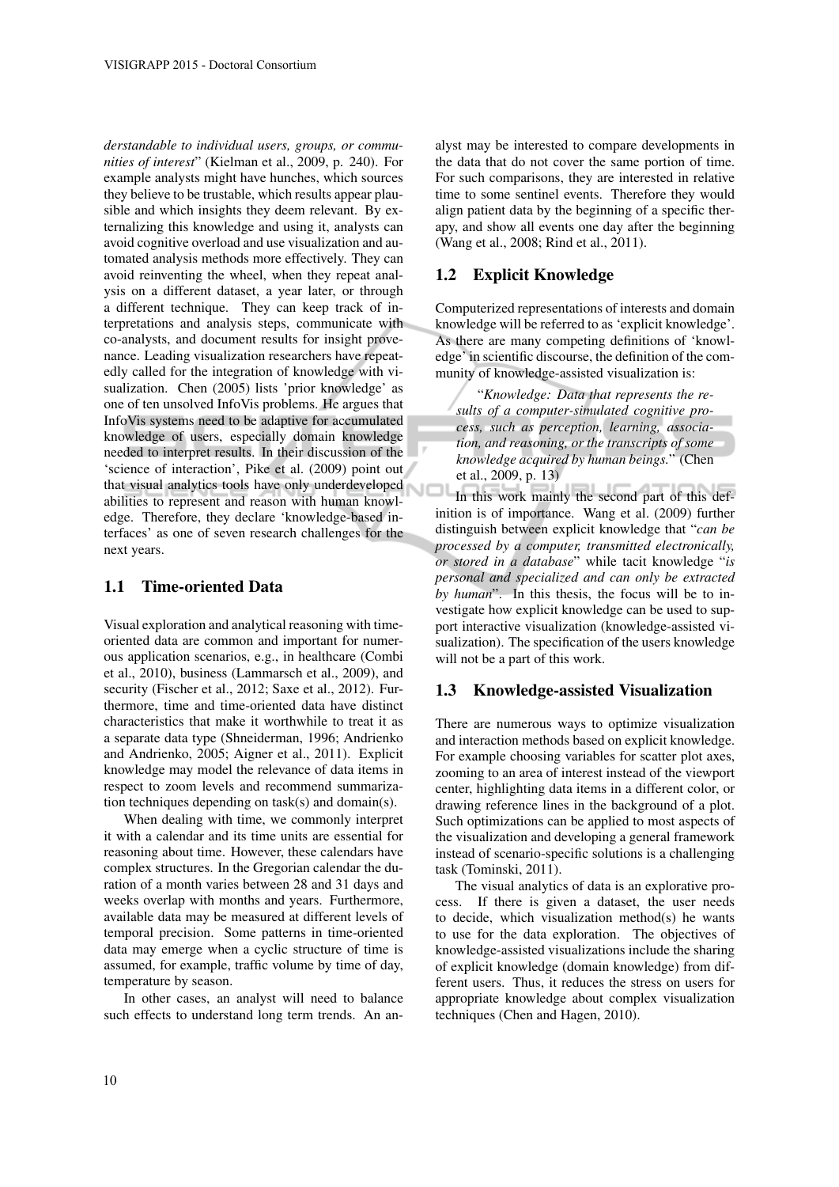*derstandable to individual users, groups, or communities of interest*" (Kielman et al., 2009, p. 240). For example analysts might have hunches, which sources they believe to be trustable, which results appear plausible and which insights they deem relevant. By externalizing this knowledge and using it, analysts can avoid cognitive overload and use visualization and automated analysis methods more effectively. They can avoid reinventing the wheel, when they repeat analysis on a different dataset, a year later, or through a different technique. They can keep track of interpretations and analysis steps, communicate with co-analysts, and document results for insight provenance. Leading visualization researchers have repeatedly called for the integration of knowledge with visualization. Chen (2005) lists 'prior knowledge' as one of ten unsolved InfoVis problems. He argues that InfoVis systems need to be adaptive for accumulated knowledge of users, especially domain knowledge needed to interpret results. In their discussion of the 'science of interaction', Pike et al. (2009) point out that visual analytics tools have only underdeveloped abilities to represent and reason with human knowledge. Therefore, they declare 'knowledge-based interfaces' as one of seven research challenges for the next years.

## 1.1 Time-oriented Data

Visual exploration and analytical reasoning with time-oriented data are common and important for numerous application scenarios, e.g., in healthcare (Combi et al., 2010), business (Lammarsch et al., 2009), and security (Fischer et al., 2012; Saxe et al., 2012). Furthermore, time and time-oriented data have distinct characteristics that make it worthwhile to treat it as a separate data type (Shneiderman, 1996; Andrienko and Andrienko, 2005; Aigner et al., 2011). Explicit knowledge may model the relevance of data items in respect to zoom levels and recommend summarization techniques depending on task(s) and domain(s).

When dealing with time, we commonly interpret it with a calendar and its time units are essential for reasoning about time. However, these calendars have complex structures. In the Gregorian calendar the duration of a month varies between 28 and 31 days and weeks overlap with months and years. Furthermore, available data may be measured at different levels of temporal precision. Some patterns in time-oriented data may emerge when a cyclic structure of time is assumed, for example, traffic volume by time of day, temperature by season.

In other cases, an analyst will need to balance such effects to understand long term trends. An analyst may be interested to compare developments in the data that do not cover the same portion of time. For such comparisons, they are interested in relative time to some sentinel events. Therefore they would align patient data by the beginning of a specific therapy, and show all events one day after the beginning (Wang et al., 2008; Rind et al., 2011).

## 1.2 Explicit Knowledge

Computerized representations of interests and domain knowledge will be referred to as 'explicit knowledge'. As there are many competing definitions of 'knowledge' in scientific discourse, the definition of the community of knowledge-assisted visualization is:

> "*Knowledge: Data that represents the results of a computer-simulated cognitive process, such as perception, learning, association, and reasoning, or the transcripts of some knowledge acquired by human beings.*" (Chen et al., 2009, p. 13)

In this work mainly the second part of this definition is of importance. Wang et al. (2009) further distinguish between explicit knowledge that "*can be processed by a computer, transmitted electronically, or stored in a database*" while tacit knowledge "*is personal and specialized and can only be extracted by human*". In this thesis, the focus will be to investigate how explicit knowledge can be used to support interactive visualization (knowledge-assisted visualization). The specification of the users knowledge will not be a part of this work.

## 1.3 Knowledge-assisted Visualization

There are numerous ways to optimize visualization and interaction methods based on explicit knowledge. For example choosing variables for scatter plot axes, zooming to an area of interest instead of the viewport center, highlighting data items in a different color, or drawing reference lines in the background of a plot. Such optimizations can be applied to most aspects of the visualization and developing a general framework instead of scenario-specific solutions is a challenging task (Tominski, 2011).

The visual analytics of data is an explorative process. If there is given a dataset, the user needs to decide, which visualization method(s) he wants to use for the data exploration. The objectives of knowledge-assisted visualizations include the sharing of explicit knowledge (domain knowledge) from different users. Thus, it reduces the stress on users for appropriate knowledge about complex visualization techniques (Chen and Hagen, 2010).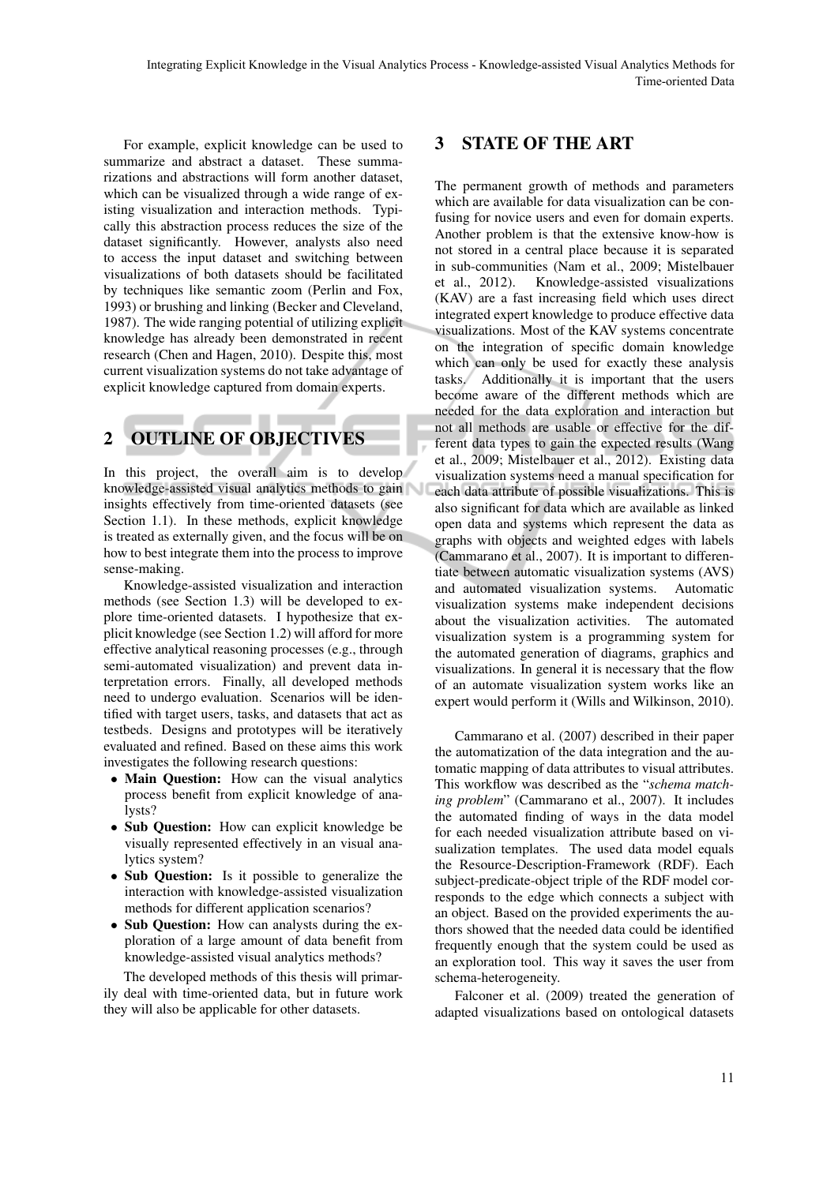For example, explicit knowledge can be used to summarize and abstract a dataset. These summarizations and abstractions will form another dataset, which can be visualized through a wide range of existing visualization and interaction methods. Typically this abstraction process reduces the size of the dataset significantly. However, analysts also need to access the input dataset and switching between visualizations of both datasets should be facilitated by techniques like semantic zoom (Perlin and Fox, 1993) or brushing and linking (Becker and Cleveland, 1987). The wide ranging potential of utilizing explicit knowledge has already been demonstrated in recent research (Chen and Hagen, 2010). Despite this, most current visualization systems do not take advantage of explicit knowledge captured from domain experts.

## 2 OUTLINE OF OBJECTIVES

In this project, the overall aim is to develop knowledge-assisted visual analytics methods to gain insights effectively from time-oriented datasets (see Section 1.1). In these methods, explicit knowledge is treated as externally given, and the focus will be on how to best integrate them into the process to improve sense-making.

Knowledge-assisted visualization and interaction methods (see Section 1.3) will be developed to explore time-oriented datasets. I hypothesize that explicit knowledge (see Section 1.2) will afford for more effective analytical reasoning processes (e.g., through semi-automated visualization) and prevent data interpretation errors. Finally, all developed methods need to undergo evaluation. Scenarios will be identified with target users, tasks, and datasets that act as testbeds. Designs and prototypes will be iteratively evaluated and refined. Based on these aims this work investigates the following research questions:

- **Main Question:** How can the visual analytics process benefit from explicit knowledge of analysts?
- **Sub Question:** How can explicit knowledge be visually represented effectively in an visual analytics system?
- **Sub Question:** Is it possible to generalize the interaction with knowledge-assisted visualization methods for different application scenarios?
- **Sub Question:** How can analysts during the exploration of a large amount of data benefit from knowledge-assisted visual analytics methods?

The developed methods of this thesis will primarily deal with time-oriented data, but in future work they will also be applicable for other datasets.

## 3 STATE OF THE ART

The permanent growth of methods and parameters which are available for data visualization can be confusing for novice users and even for domain experts. Another problem is that the extensive know-how is not stored in a central place because it is separated in sub-communities (Nam et al., 2009; Mistelbauer et al., 2012). Knowledge-assisted visualizations (KAV) are a fast increasing field which uses direct integrated expert knowledge to produce effective data visualizations. Most of the KAV systems concentrate on the integration of specific domain knowledge which can only be used for exactly these analysis tasks. Additionally it is important that the users become aware of the different methods which are needed for the data exploration and interaction but not all methods are usable or effective for the different data types to gain the expected results (Wang et al., 2009; Mistelbauer et al., 2012). Existing data visualization systems need a manual specification for each data attribute of possible visualizations. This is also significant for data which are available as linked open data and systems which represent the data as graphs with objects and weighted edges with labels (Cammarano et al., 2007). It is important to differentiate between automatic visualization systems (AVS) and automated visualization systems. Automatic visualization systems make independent decisions about the visualization activities. The automated visualization system is a programming system for the automated generation of diagrams, graphics and visualizations. In general it is necessary that the flow of an automate visualization system works like an expert would perform it (Wills and Wilkinson, 2010).

Cammarano et al. (2007) described in their paper the automatization of the data integration and the automatic mapping of data attributes to visual attributes. This workflow was described as the "*schema matching problem*" (Cammarano et al., 2007). It includes the automated finding of ways in the data model for each needed visualization attribute based on visualization templates. The used data model equals the Resource-Description-Framework (RDF). Each subject-predicate-object triple of the RDF model corresponds to the edge which connects a subject with an object. Based on the provided experiments the authors showed that the needed data could be identified frequently enough that the system could be used as an exploration tool. This way it saves the user from schema-heterogeneity.

Falconer et al. (2009) treated the generation of adapted visualizations based on ontological datasets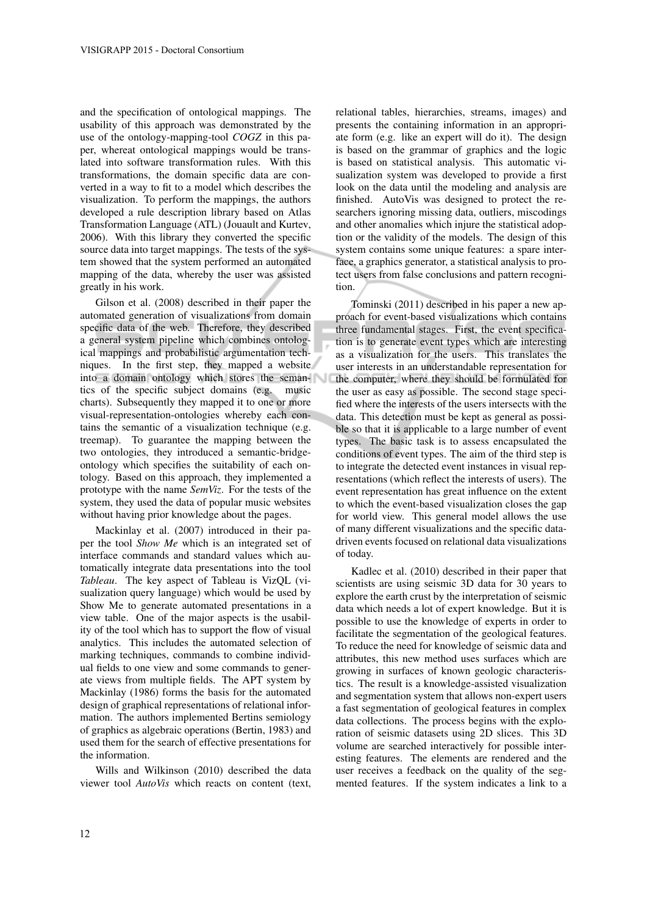and the specification of ontological mappings. The usability of this approach was demonstrated by the use of the ontology-mapping-tool *COGZ* in this paper, whereat ontological mappings would be translated into software transformation rules. With this transformations, the domain specific data are converted in a way to fit to a model which describes the visualization. To perform the mappings, the authors developed a rule description library based on Atlas Transformation Language (ATL) (Jouault and Kurtev, 2006). With this library they converted the specific source data into target mappings. The tests of the system showed that the system performed an automated mapping of the data, whereby the user was assisted greatly in his work.

Gilson et al. (2008) described in their paper the automated generation of visualizations from domain specific data of the web. Therefore, they described a general system pipeline which combines ontological mappings and probabilistic argumentation techniques. In the first step, they mapped a website into a domain ontology which stores the semantics of the specific subject domains (e.g. music charts). Subsequently they mapped it to one or more visual-representation-ontologies whereby each contains the semantic of a visualization technique (e.g. treemap). To guarantee the mapping between the two ontologies, they introduced a semantic-bridge-ontology which specifies the suitability of each ontology. Based on this approach, they implemented a prototype with the name *SemViz*. For the tests of the system, they used the data of popular music websites without having prior knowledge about the pages.

Mackinlay et al. (2007) introduced in their paper the tool *Show Me* which is an integrated set of interface commands and standard values which automatically integrate data presentations into the tool *Tableau*. The key aspect of Tableau is VizQL (visualization query language) which would be used by Show Me to generate automated presentations in a view table. One of the major aspects is the usability of the tool which has to support the flow of visual analytics. This includes the automated selection of marking techniques, commands to combine individual fields to one view and some commands to generate views from multiple fields. The APT system by Mackinlay (1986) forms the basis for the automated design of graphical representations of relational information. The authors implemented Bertins semiology of graphics as algebraic operations (Bertin, 1983) and used them for the search of effective presentations for the information.

Wills and Wilkinson (2010) described the data viewer tool *AutoVis* which reacts on content (text, relational tables, hierarchies, streams, images) and presents the containing information in an appropriate form (e.g. like an expert will do it). The design is based on the grammar of graphics and the logic is based on statistical analysis. This automatic visualization system was developed to provide a first look on the data until the modeling and analysis are finished. AutoVis was designed to protect the researchers ignoring missing data, outliers, miscodings and other anomalies which injure the statistical adoption or the validity of the models. The design of this system contains some unique features: a spare interface, a graphics generator, a statistical analysis to protect users from false conclusions and pattern recognition.

Tominski (2011) described in his paper a new approach for event-based visualizations which contains three fundamental stages. First, the event specification is to generate event types which are interesting as a visualization for the users. This translates the user interests in an understandable representation for the computer, where they should be formulated for the user as easy as possible. The second stage specified where the interests of the users intersects with the data. This detection must be kept as general as possible so that it is applicable to a large number of event types. The basic task is to assess encapsulated the conditions of event types. The aim of the third step is to integrate the detected event instances in visual representations (which reflect the interests of users). The event representation has great influence on the extent to which the event-based visualization closes the gap for world view. This general model allows the use of many different visualizations and the specific data-driven events focused on relational data visualizations of today.

Kadlec et al. (2010) described in their paper that scientists are using seismic 3D data for 30 years to explore the earth crust by the interpretation of seismic data which needs a lot of expert knowledge. But it is possible to use the knowledge of experts in order to facilitate the segmentation of the geological features. To reduce the need for knowledge of seismic data and attributes, this new method uses surfaces which are growing in surfaces of known geologic characteristics. The result is a knowledge-assisted visualization and segmentation system that allows non-expert users a fast segmentation of geological features in complex data collections. The process begins with the exploration of seismic datasets using 2D slices. This 3D volume are searched interactively for possible interesting features. The elements are rendered and the user receives a feedback on the quality of the segmented features. If the system indicates a link to a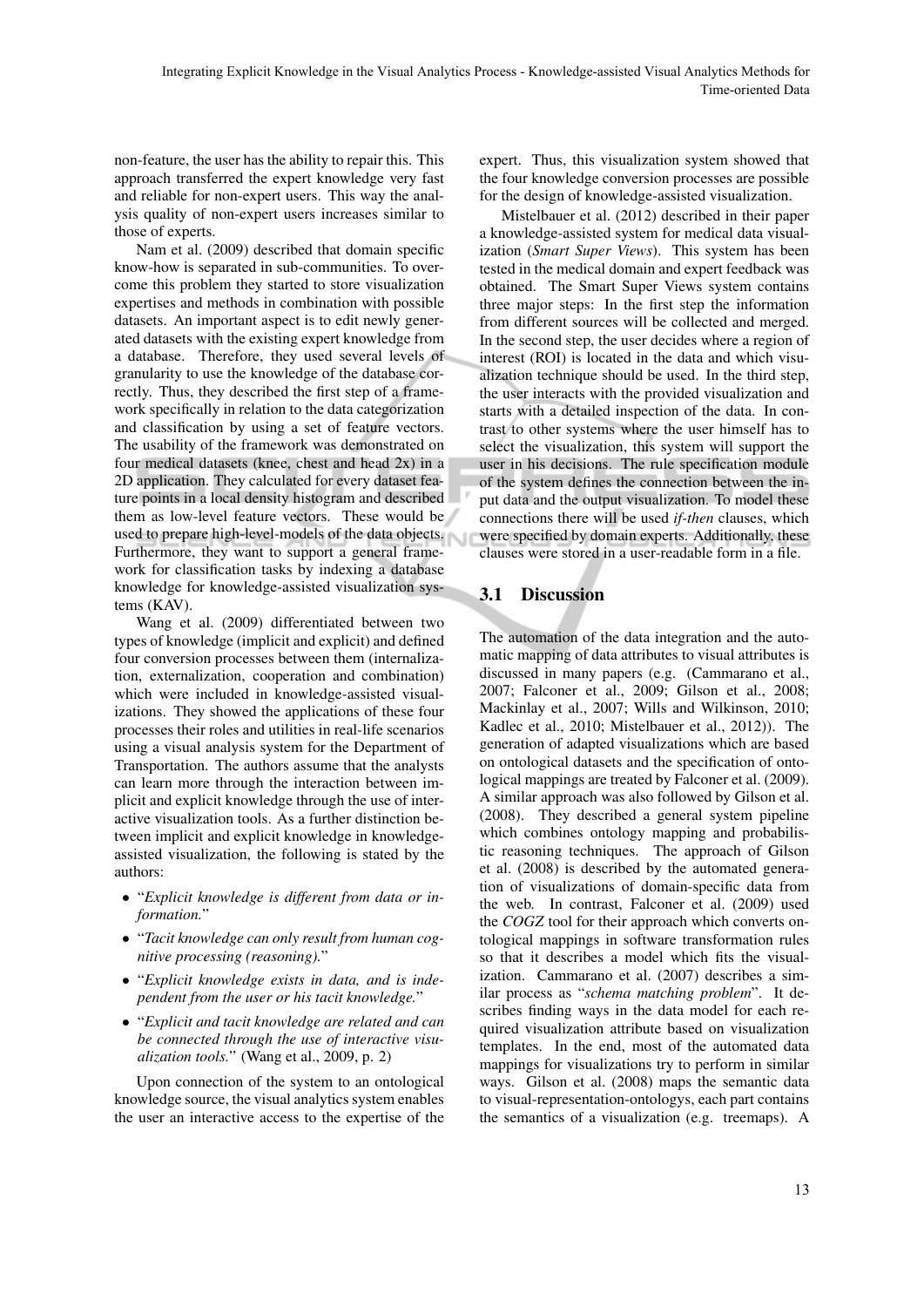non-feature, the user has the ability to repair this. This approach transferred the expert knowledge very fast and reliable for non-expert users. This way the analysis quality of non-expert users increases similar to those of experts.

Nam et al. (2009) described that domain specific know-how is separated in sub-communities. To overcome this problem they started to store visualization expertises and methods in combination with possible datasets. An important aspect is to edit newly generated datasets with the existing expert knowledge from a database. Therefore, they used several levels of granularity to use the knowledge of the database correctly. Thus, they described the first step of a framework specifically in relation to the data categorization and classification by using a set of feature vectors. The usability of the framework was demonstrated on four medical datasets (knee, chest and head 2x) in a 2D application. They calculated for every dataset feature points in a local density histogram and described them as low-level feature vectors. These would be used to prepare high-level-models of the data objects. Furthermore, they want to support a general framework for classification tasks by indexing a database knowledge for knowledge-assisted visualization systems (KAV).

Wang et al. (2009) differentiated between two types of knowledge (implicit and explicit) and defined four conversion processes between them (internalization, externalization, cooperation and combination) which were included in knowledge-assisted visualizations. They showed the applications of these four processes their roles and utilities in real-life scenarios using a visual analysis system for the Department of Transportation. The authors assume that the analysts can learn more through the interaction between implicit and explicit knowledge through the use of interactive visualization tools. As a further distinction between implicit and explicit knowledge in knowledge-assisted visualization, the following is stated by the authors:

- "*Explicit knowledge is different from data or information.*"
- "*Tacit knowledge can only result from human cognitive processing (reasoning).*"
- "*Explicit knowledge exists in data, and is independent from the user or his tacit knowledge.*"
- "*Explicit and tacit knowledge are related and can be connected through the use of interactive visualization tools.*" (Wang et al., 2009, p. 2)

Upon connection of the system to an ontological knowledge source, the visual analytics system enables the user an interactive access to the expertise of the expert. Thus, this visualization system showed that the four knowledge conversion processes are possible for the design of knowledge-assisted visualization.

Mistelbauer et al. (2012) described in their paper a knowledge-assisted system for medical data visualization (*Smart Super Views*). This system has been tested in the medical domain and expert feedback was obtained. The Smart Super Views system contains three major steps: In the first step the information from different sources will be collected and merged. In the second step, the user decides where a region of interest (ROI) is located in the data and which visualization technique should be used. In the third step, the user interacts with the provided visualization and starts with a detailed inspection of the data. In contrast to other systems where the user himself has to select the visualization, this system will support the user in his decisions. The rule specification module of the system defines the connection between the input data and the output visualization. To model these connections there will be used *if-then* clauses, which were specified by domain experts. Additionally, these clauses were stored in a user-readable form in a file.

## 3.1 Discussion

The automation of the data integration and the automatic mapping of data attributes to visual attributes is discussed in many papers (e.g. (Cammarano et al., 2007; Falconer et al., 2009; Gilson et al., 2008; Mackinlay et al., 2007; Wills and Wilkinson, 2010; Kadlec et al., 2010; Mistelbauer et al., 2012)). The generation of adapted visualizations which are based on ontological datasets and the specification of ontological mappings are treated by Falconer et al. (2009). A similar approach was also followed by Gilson et al. (2008). They described a general system pipeline which combines ontology mapping and probabilistic reasoning techniques. The approach of Gilson et al. (2008) is described by the automated generation of visualizations of domain-specific data from the web. In contrast, Falconer et al. (2009) used the *COGZ* tool for their approach which converts ontological mappings in software transformation rules so that it describes a model which fits the visualization. Cammarano et al. (2007) describes a similar process as "*schema matching problem*". It describes finding ways in the data model for each required visualization attribute based on visualization templates. In the end, most of the automated data mappings for visualizations try to perform in similar ways. Gilson et al. (2008) maps the semantic data to visual-representation-ontologys, each part contains the semantics of a visualization (e.g. treemaps). A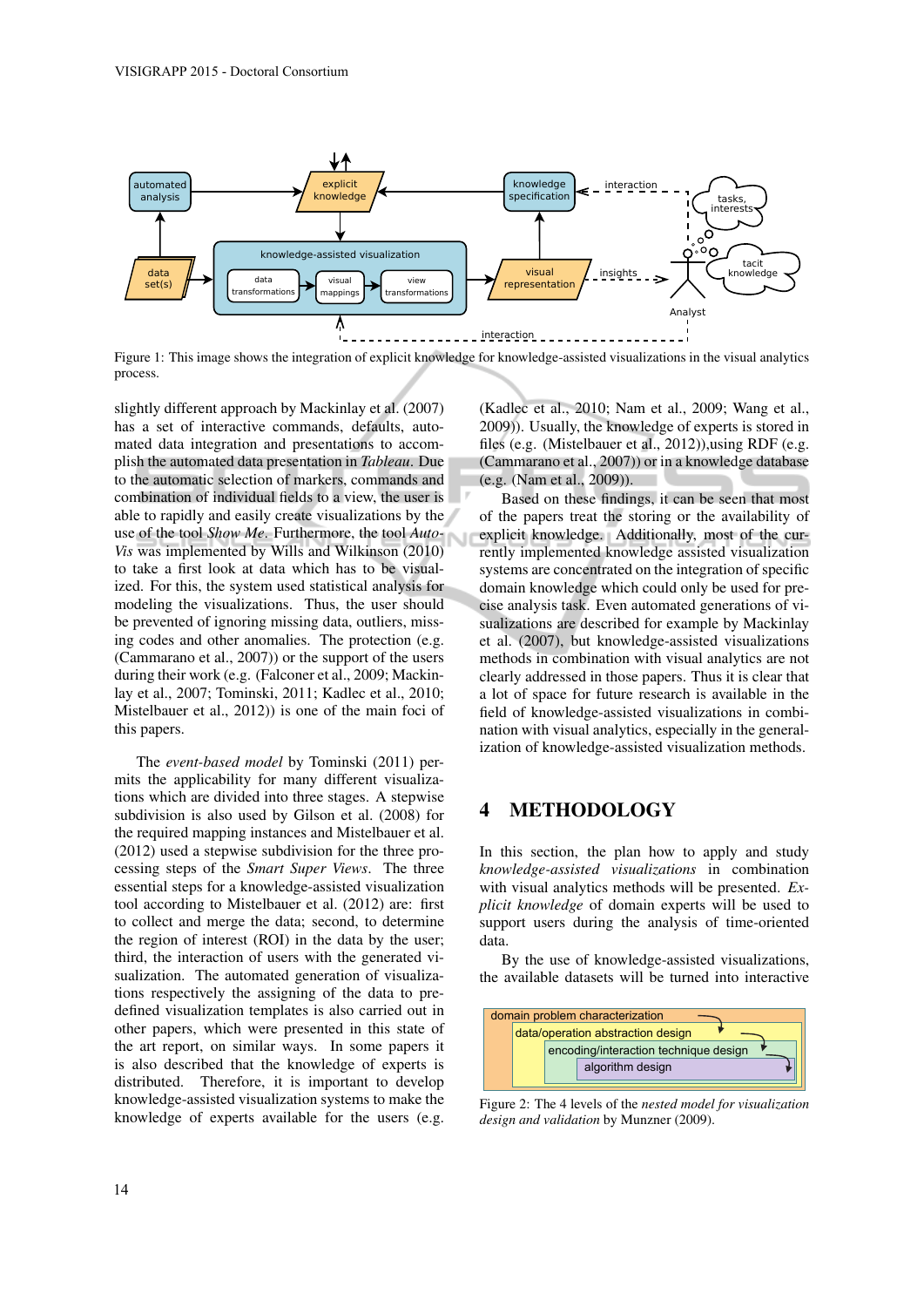Figure 1: This image shows the integration of explicit knowledge for knowledge-assisted visualizations in the visual analytics process.

slightly different approach by Mackinlay et al. (2007) has a set of interactive commands, defaults, automated data integration and presentations to accomplish the automated data presentation in *Tableau*. Due to the automatic selection of markers, commands and combination of individual fields to a view, the user is able to rapidly and easily create visualizations by the use of the tool *Show Me*. Furthermore, the tool *AutoVis* was implemented by Wills and Wilkinson (2010) to take a first look at data which has to be visualized. For this, the system used statistical analysis for modeling the visualizations. Thus, the user should be prevented of ignoring missing data, outliers, missing codes and other anomalies. The protection (e.g. (Cammarano et al., 2007)) or the support of the users during their work (e.g. (Falconer et al., 2009; Mackinlay et al., 2007; Tominski, 2011; Kadlec et al., 2010; Mistelbauer et al., 2012)) is one of the main foci of this papers.

The *event-based model* by Tominski (2011) permits the applicability for many different visualizations which are divided into three stages. A stepwise subdivision is also used by Gilson et al. (2008) for the required mapping instances and Mistelbauer et al. (2012) used a stepwise subdivision for the three processing steps of the *Smart Super Views*. The three essential steps for a knowledge-assisted visualization tool according to Mistelbauer et al. (2012) are: first to collect and merge the data; second, to determine the region of interest (ROI) in the data by the user; third, the interaction of users with the generated visualization. The automated generation of visualizations respectively the assigning of the data to predefined visualization templates is also carried out in other papers, which were presented in this state of the art report, on similar ways. In some papers it is also described that the knowledge of experts is distributed. Therefore, it is important to develop knowledge-assisted visualization systems to make the knowledge of experts available for the users (e.g. (Kadlec et al., 2010; Nam et al., 2009; Wang et al., 2009)). Usually, the knowledge of experts is stored in files (e.g. (Mistelbauer et al., 2012)),using RDF (e.g. (Cammarano et al., 2007)) or in a knowledge database (e.g. (Nam et al., 2009)).

Based on these findings, it can be seen that most of the papers treat the storing or the availability of explicit knowledge. Additionally, most of the currently implemented knowledge assisted visualization systems are concentrated on the integration of specific domain knowledge which could only be used for precise analysis task. Even automated generations of visualizations are described for example by Mackinlay et al. (2007), but knowledge-assisted visualizations methods in combination with visual analytics are not clearly addressed in those papers. Thus it is clear that a lot of space for future research is available in the field of knowledge-assisted visualizations in combination with visual analytics, especially in the generalization of knowledge-assisted visualization methods.

## 4 METHODOLOGY

In this section, the plan how to apply and study *knowledge-assisted visualizations* in combination with visual analytics methods will be presented. *Explicit knowledge* of domain experts will be used to support users during the analysis of time-oriented data.

By the use of knowledge-assisted visualizations, the available datasets will be turned into interactive

Figure 2: The 4 levels of the *nested model for visualization design and validation* by Munzner (2009).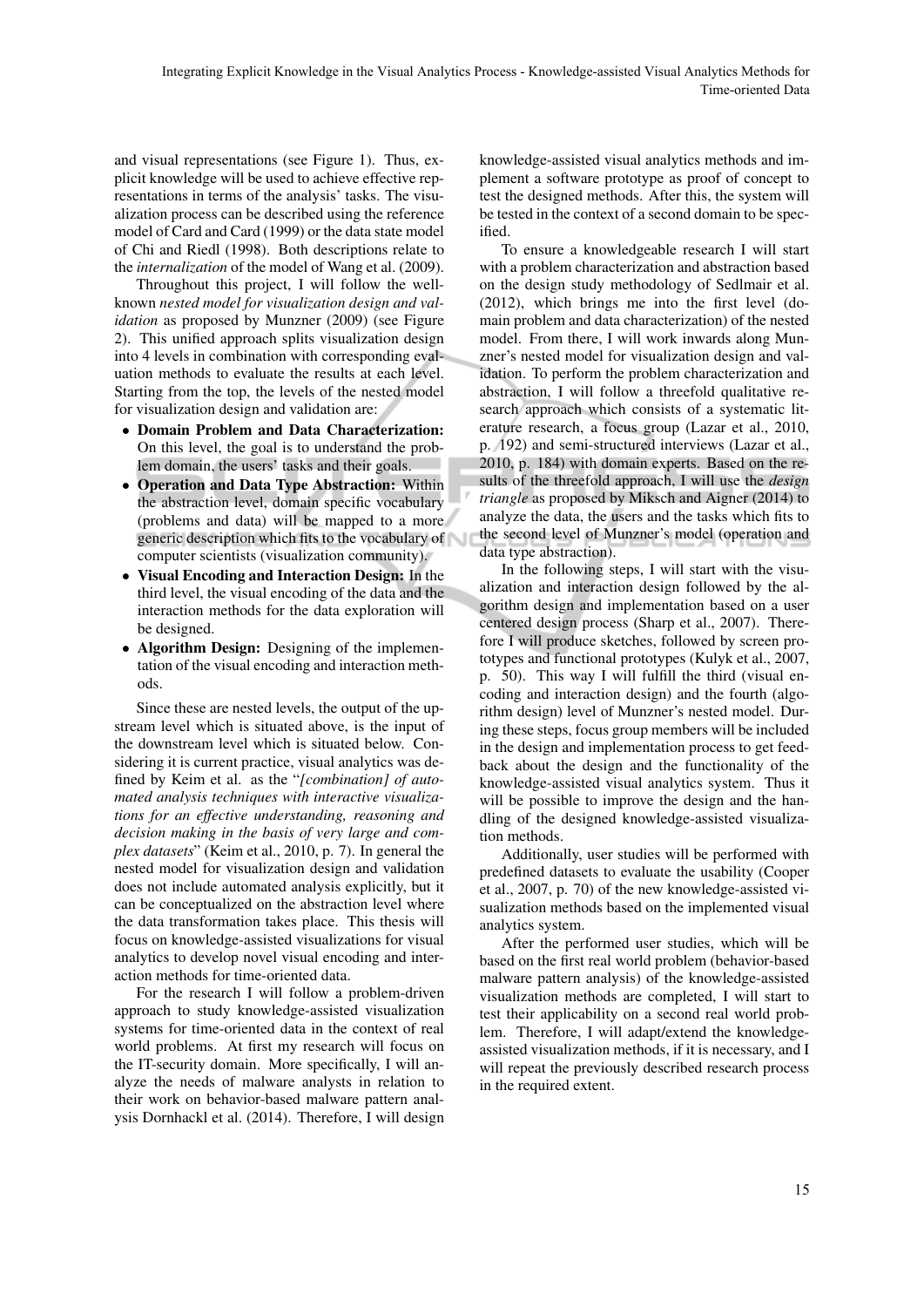and visual representations (see Figure 1). Thus, explicit knowledge will be used to achieve effective representations in terms of the analysis' tasks. The visualization process can be described using the reference model of Card and Card (1999) or the data state model of Chi and Riedl (1998). Both descriptions relate to the *internalization* of the model of Wang et al. (2009).

Throughout this project, I will follow the well-known *nested model for visualization design and validation* as proposed by Munzner (2009) (see Figure 2). This unified approach splits visualization design into 4 levels in combination with corresponding evaluation methods to evaluate the results at each level. Starting from the top, the levels of the nested model for visualization design and validation are:

- **Domain Problem and Data Characterization:** On this level, the goal is to understand the problem domain, the users' tasks and their goals.
- **Operation and Data Type Abstraction:** Within the abstraction level, domain specific vocabulary (problems and data) will be mapped to a more generic description which fits to the vocabulary of computer scientists (visualization community).
- **Visual Encoding and Interaction Design:** In the third level, the visual encoding of the data and the interaction methods for the data exploration will be designed.
- **Algorithm Design:** Designing of the implementation of the visual encoding and interaction methods.

Since these are nested levels, the output of the upstream level which is situated above, is the input of the downstream level which is situated below. Considering it is current practice, visual analytics was defined by Keim et al. as the "*[combination] of automated analysis techniques with interactive visualizations for an effective understanding, reasoning and decision making in the basis of very large and complex datasets*" (Keim et al., 2010, p. 7). In general the nested model for visualization design and validation does not include automated analysis explicitly, but it can be conceptualized on the abstraction level where the data transformation takes place. This thesis will focus on knowledge-assisted visualizations for visual analytics to develop novel visual encoding and interaction methods for time-oriented data.

For the research I will follow a problem-driven approach to study knowledge-assisted visualization systems for time-oriented data in the context of real world problems. At first my research will focus on the IT-security domain. More specifically, I will analyze the needs of malware analysts in relation to their work on behavior-based malware pattern analysis Dornhackl et al. (2014). Therefore, I will design knowledge-assisted visual analytics methods and implement a software prototype as proof of concept to test the designed methods. After this, the system will be tested in the context of a second domain to be specified.

To ensure a knowledgeable research I will start with a problem characterization and abstraction based on the design study methodology of Sedlmair et al. (2012), which brings me into the first level (domain problem and data characterization) of the nested model. From there, I will work inwards along Munzner's nested model for visualization design and validation. To perform the problem characterization and abstraction, I will follow a threefold qualitative research approach which consists of a systematic literature research, a focus group (Lazar et al., 2010, p. 192) and semi-structured interviews (Lazar et al., 2010, p. 184) with domain experts. Based on the results of the threefold approach, I will use the *design triangle* as proposed by Miksch and Aigner (2014) to analyze the data, the users and the tasks which fits to the second level of Munzner's model (operation and data type abstraction).

In the following steps, I will start with the visualization and interaction design followed by the algorithm design and implementation based on a user centered design process (Sharp et al., 2007). Therefore I will produce sketches, followed by screen prototypes and functional prototypes (Kulyk et al., 2007, p. 50). This way I will fulfill the third (visual encoding and interaction design) and the fourth (algorithm design) level of Munzner's nested model. During these steps, focus group members will be included in the design and implementation process to get feedback about the design and the functionality of the knowledge-assisted visual analytics system. Thus it will be possible to improve the design and the handling of the designed knowledge-assisted visualization methods.

Additionally, user studies will be performed with predefined datasets to evaluate the usability (Cooper et al., 2007, p. 70) of the new knowledge-assisted visualization methods based on the implemented visual analytics system.

After the performed user studies, which will be based on the first real world problem (behavior-based malware pattern analysis) of the knowledge-assisted visualization methods are completed, I will start to test their applicability on a second real world problem. Therefore, I will adapt/extend the knowledge-assisted visualization methods, if it is necessary, and I will repeat the previously described research process in the required extent.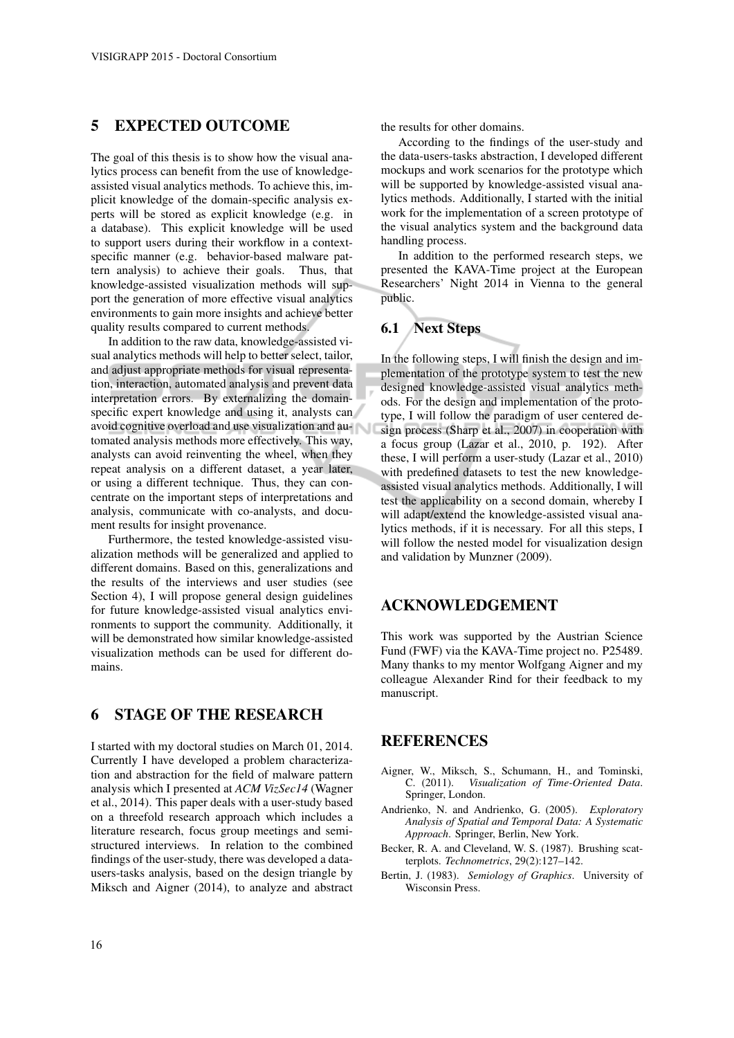## 5 EXPECTED OUTCOME

The goal of this thesis is to show how the visual analytics process can benefit from the use of knowledge-assisted visual analytics methods. To achieve this, implicit knowledge of the domain-specific analysis experts will be stored as explicit knowledge (e.g. in a database). This explicit knowledge will be used to support users during their workflow in a context-specific manner (e.g. behavior-based malware pattern analysis) to achieve their goals. Thus, that knowledge-assisted visualization methods will support the generation of more effective visual analytics environments to gain more insights and achieve better quality results compared to current methods.

In addition to the raw data, knowledge-assisted visual analytics methods will help to better select, tailor, and adjust appropriate methods for visual representation, interaction, automated analysis and prevent data interpretation errors. By externalizing the domain-specific expert knowledge and using it, analysts can avoid cognitive overload and use visualization and automated analysis methods more effectively. This way, analysts can avoid reinventing the wheel, when they repeat analysis on a different dataset, a year later, or using a different technique. Thus, they can concentrate on the important steps of interpretations and analysis, communicate with co-analysts, and document results for insight provenance.

Furthermore, the tested knowledge-assisted visualization methods will be generalized and applied to different domains. Based on this, generalizations and the results of the interviews and user studies (see Section 4), I will propose general design guidelines for future knowledge-assisted visual analytics environments to support the community. Additionally, it will be demonstrated how similar knowledge-assisted visualization methods can be used for different domains.

## 6 STAGE OF THE RESEARCH

I started with my doctoral studies on March 01, 2014. Currently I have developed a problem characterization and abstraction for the field of malware pattern analysis which I presented at *ACM VizSec14* (Wagner et al., 2014). This paper deals with a user-study based on a threefold research approach which includes a literature research, focus group meetings and semi-structured interviews. In relation to the combined findings of the user-study, there was developed a data-users-tasks analysis, based on the design triangle by Miksch and Aigner (2014), to analyze and abstract the results for other domains.

According to the findings of the user-study and the data-users-tasks abstraction, I developed different mockups and work scenarios for the prototype which will be supported by knowledge-assisted visual analytics methods. Additionally, I started with the initial work for the implementation of a screen prototype of the visual analytics system and the background data handling process.

In addition to the performed research steps, we presented the KAVA-Time project at the European Researchers' Night 2014 in Vienna to the general public.

### 6.1 Next Steps

In the following steps, I will finish the design and implementation of the prototype system to test the new designed knowledge-assisted visual analytics methods. For the design and implementation of the prototype, I will follow the paradigm of user centered design process (Sharp et al., 2007) in cooperation with a focus group (Lazar et al., 2010, p. 192). After these, I will perform a user-study (Lazar et al., 2010) with predefined datasets to test the new knowledge-assisted visual analytics methods. Additionally, I will test the applicability on a second domain, whereby I will adapt/extend the knowledge-assisted visual analytics methods, if it is necessary. For all this steps, I will follow the nested model for visualization design and validation by Munzner (2009).

## ACKNOWLEDGEMENT

This work was supported by the Austrian Science Fund (FWF) via the KAVA-Time project no. P25489. Many thanks to my mentor Wolfgang Aigner and my colleague Alexander Rind for their feedback to my manuscript.

## REFERENCES

Aigner, W., Miksch, S., Schumann, H., and Tominski, C. (2011). *Visualization of Time-Oriented Data*. Springer, London.

Andrienko, N. and Andrienko, G. (2005). *Exploratory Analysis of Spatial and Temporal Data: A Systematic Approach*. Springer, Berlin, New York.

Becker, R. A. and Cleveland, W. S. (1987). Brushing scatterplots. *Technometrics*, 29(2):127–142.

Bertin, J. (1983). *Semiology of Graphics*. University of Wisconsin Press.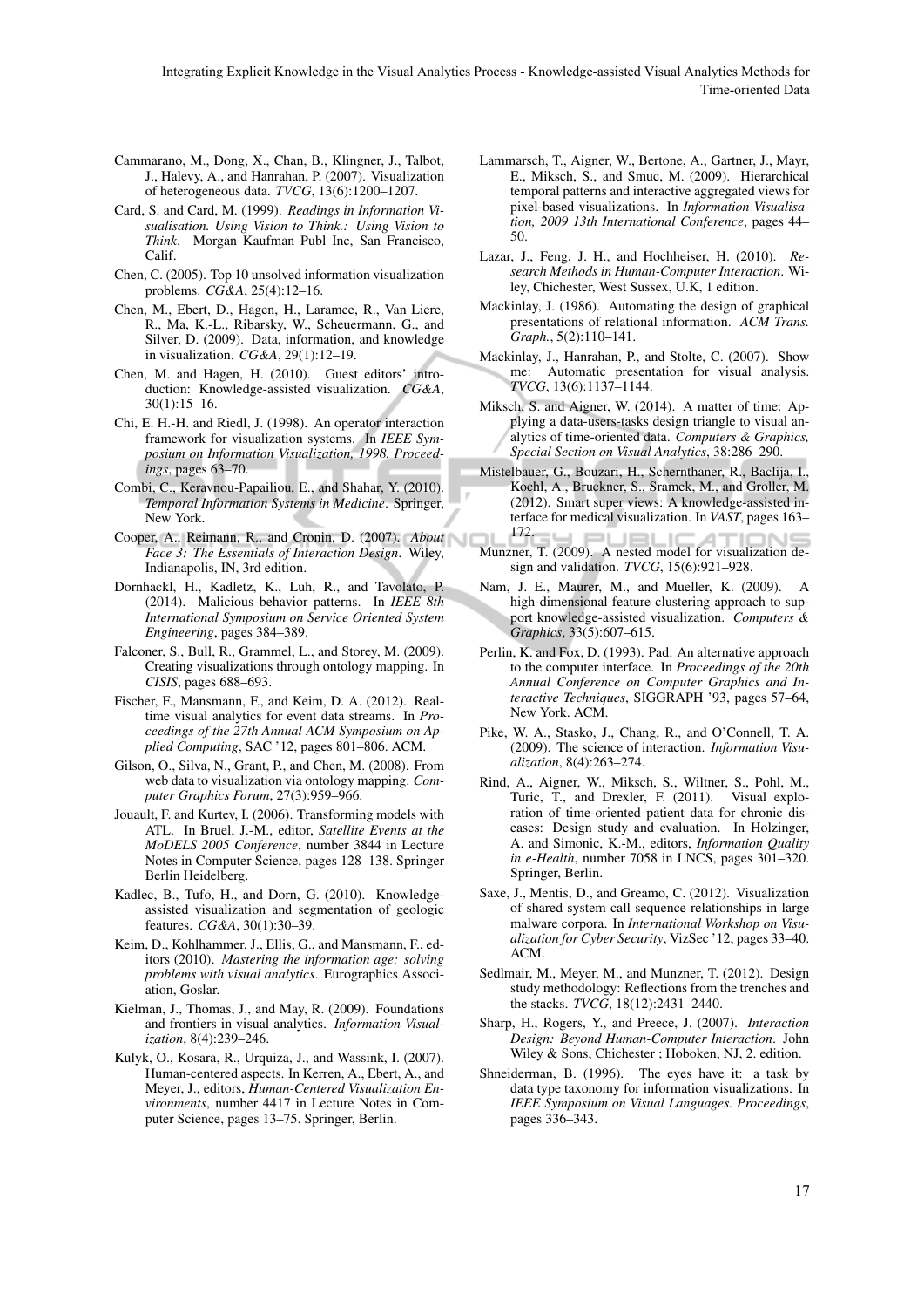Cammarano, M., Dong, X., Chan, B., Klingner, J., Talbot, J., Halevy, A., and Hanrahan, P. (2007). Visualization of heterogeneous data. *TVCG*, 13(6):1200–1207.

Card, S. and Card, M. (1999). *Readings in Information Visualisation. Using Vision to Think.: Using Vision to Think*. Morgan Kaufman Publ Inc, San Francisco, Calif.

Chen, C. (2005). Top 10 unsolved information visualization problems. *CG&A*, 25(4):12–16.

Chen, M., Ebert, D., Hagen, H., Laramee, R., Van Liere, R., Ma, K.-L., Ribarsky, W., Scheuermann, G., and Silver, D. (2009). Data, information, and knowledge in visualization. *CG&A*, 29(1):12–19.

Chen, M. and Hagen, H. (2010). Guest editors' introduction: Knowledge-assisted visualization. *CG&A*, 30(1):15–16.

Chi, E. H.-H. and Riedl, J. (1998). An operator interaction framework for visualization systems. In *IEEE Symposium on Information Visualization, 1998. Proceedings*, pages 63–70.

Combi, C., Keravnou-Papailiou, E., and Shahar, Y. (2010). *Temporal Information Systems in Medicine*. Springer, New York.

Cooper, A., Reimann, R., and Cronin, D. (2007). *About Face 3: The Essentials of Interaction Design*. Wiley, Indianapolis, IN, 3rd edition.

Dornhackl, H., Kadletz, K., Luh, R., and Tavolato, P. (2014). Malicious behavior patterns. In *IEEE 8th International Symposium on Service Oriented System Engineering*, pages 384–389.

Falconer, S., Bull, R., Grammel, L., and Storey, M. (2009). Creating visualizations through ontology mapping. In *CISIS*, pages 688–693.

Fischer, F., Mansmann, F., and Keim, D. A. (2012). Real-time visual analytics for event data streams. In *Proceedings of the 27th Annual ACM Symposium on Applied Computing*, SAC '12, pages 801–806. ACM.

Gilson, O., Silva, N., Grant, P., and Chen, M. (2008). From web data to visualization via ontology mapping. *Computer Graphics Forum*, 27(3):959–966.

Jouault, F. and Kurtev, I. (2006). Transforming models with ATL. In Bruel, J.-M., editor, *Satellite Events at the MoDELS 2005 Conference*, number 3844 in Lecture Notes in Computer Science, pages 128–138. Springer Berlin Heidelberg.

Kadlec, B., Tufo, H., and Dorn, G. (2010). Knowledge-assisted visualization and segmentation of geologic features. *CG&A*, 30(1):30–39.

Keim, D., Kohlhammer, J., Ellis, G., and Mansmann, F., editors (2010). *Mastering the information age: solving problems with visual analytics*. Eurographics Association, Goslar.

Kielman, J., Thomas, J., and May, R. (2009). Foundations and frontiers in visual analytics. *Information Visualization*, 8(4):239–246.

Kulyk, O., Kosara, R., Urquiza, J., and Wassink, I. (2007). Human-centered aspects. In Kerren, A., Ebert, A., and Meyer, J., editors, *Human-Centered Visualization Environments*, number 4417 in Lecture Notes in Computer Science, pages 13–75. Springer, Berlin.

Lammarsch, T., Aigner, W., Bertone, A., Gartner, J., Mayr, E., Miksch, S., and Smuc, M. (2009). Hierarchical temporal patterns and interactive aggregated views for pixel-based visualizations. In *Information Visualisation, 2009 13th International Conference*, pages 44–50.

Lazar, J., Feng, J. H., and Hochheiser, H. (2010). *Research Methods in Human-Computer Interaction*. Wiley, Chichester, West Sussex, U.K, 1 edition.

Mackinlay, J. (1986). Automating the design of graphical presentations of relational information. *ACM Trans. Graph.*, 5(2):110–141.

Mackinlay, J., Hanrahan, P., and Stolte, C. (2007). Show me: Automatic presentation for visual analysis. *TVCG*, 13(6):1137–1144.

Miksch, S. and Aigner, W. (2014). A matter of time: Applying a data-users-tasks design triangle to visual analytics of time-oriented data. *Computers & Graphics, Special Section on Visual Analytics*, 38:286–290.

Mistelbauer, G., Bouzari, H., Schernthaner, R., Baclija, I., Kochl, A., Bruckner, S., Sramek, M., and Groller, M. (2012). Smart super views: A knowledge-assisted interface for medical visualization. In *VAST*, pages 163–172.

Munzner, T. (2009). A nested model for visualization design and validation. *TVCG*, 15(6):921–928.

Nam, J. E., Maurer, M., and Mueller, K. (2009). A high-dimensional feature clustering approach to support knowledge-assisted visualization. *Computers & Graphics*, 33(5):607–615.

Perlin, K. and Fox, D. (1993). Pad: An alternative approach to the computer interface. In *Proceedings of the 20th Annual Conference on Computer Graphics and Interactive Techniques*, SIGGRAPH '93, pages 57–64, New York. ACM.

Pike, W. A., Stasko, J., Chang, R., and O'Connell, T. A. (2009). The science of interaction. *Information Visualization*, 8(4):263–274.

Rind, A., Aigner, W., Miksch, S., Wiltner, S., Pohl, M., Turic, T., and Drexler, F. (2011). Visual exploration of time-oriented patient data for chronic diseases: Design study and evaluation. In Holzinger, A. and Simonic, K.-M., editors, *Information Quality in e-Health*, number 7058 in LNCS, pages 301–320. Springer, Berlin.

Saxe, J., Mentis, D., and Greamo, C. (2012). Visualization of shared system call sequence relationships in large malware corpora. In *International Workshop on Visualization for Cyber Security*, VizSec '12, pages 33–40. ACM.

Sedlmair, M., Meyer, M., and Munzner, T. (2012). Design study methodology: Reflections from the trenches and the stacks. *TVCG*, 18(12):2431–2440.

Sharp, H., Rogers, Y., and Preece, J. (2007). *Interaction Design: Beyond Human-Computer Interaction*. John Wiley & Sons, Chichester ; Hoboken, NJ, 2. edition.

Shneiderman, B. (1996). The eyes have it: a task by data type taxonomy for information visualizations. In *IEEE Symposium on Visual Languages. Proceedings*, pages 336–343.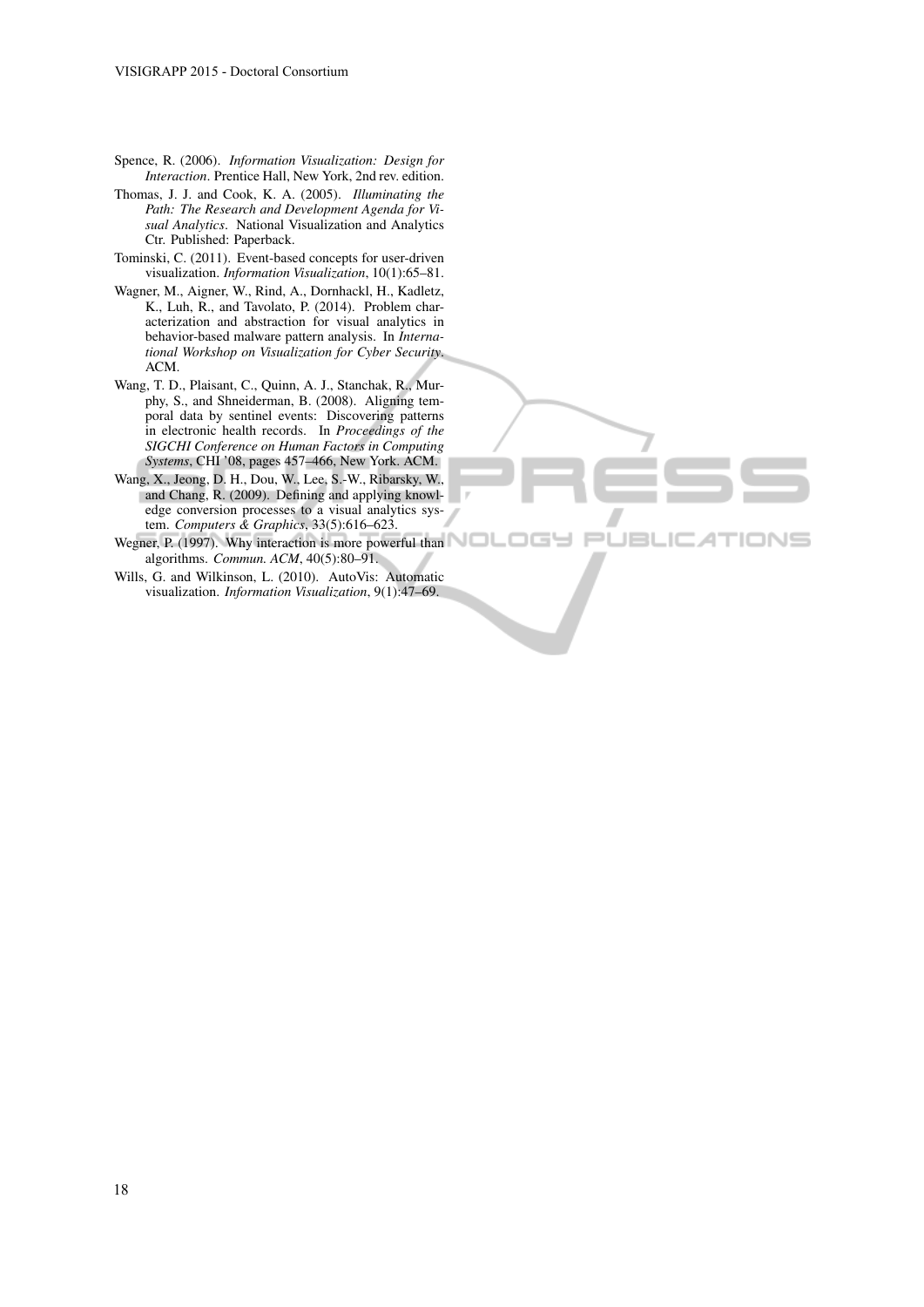Spence, R. (2006). *Information Visualization: Design for Interaction*. Prentice Hall, New York, 2nd rev. edition.

Thomas, J. J. and Cook, K. A. (2005). *Illuminating the Path: The Research and Development Agenda for Visual Analytics*. National Visualization and Analytics Ctr. Published: Paperback.

Tominski, C. (2011). Event-based concepts for user-driven visualization. *Information Visualization*, 10(1):65–81.

Wagner, M., Aigner, W., Rind, A., Dornhackl, H., Kadletz, K., Luh, R., and Tavolato, P. (2014). Problem characterization and abstraction for visual analytics in behavior-based malware pattern analysis. In *International Workshop on Visualization for Cyber Security*. ACM.

Wang, T. D., Plaisant, C., Quinn, A. J., Stanchak, R., Murphy, S., and Shneiderman, B. (2008). Aligning temporal data by sentinel events: Discovering patterns in electronic health records. In *Proceedings of the SIGCHI Conference on Human Factors in Computing Systems*, CHI '08, pages 457–466, New York. ACM.

Wang, X., Jeong, D. H., Dou, W., Lee, S.-W., Ribarsky, W., and Chang, R. (2009). Defining and applying knowledge conversion processes to a visual analytics system. *Computers & Graphics*, 33(5):616–623.

Wegner, P. (1997). Why interaction is more powerful than algorithms. *Commun. ACM*, 40(5):80–91.

Wills, G. and Wilkinson, L. (2010). AutoVis: Automatic visualization. *Information Visualization*, 9(1):47–69.